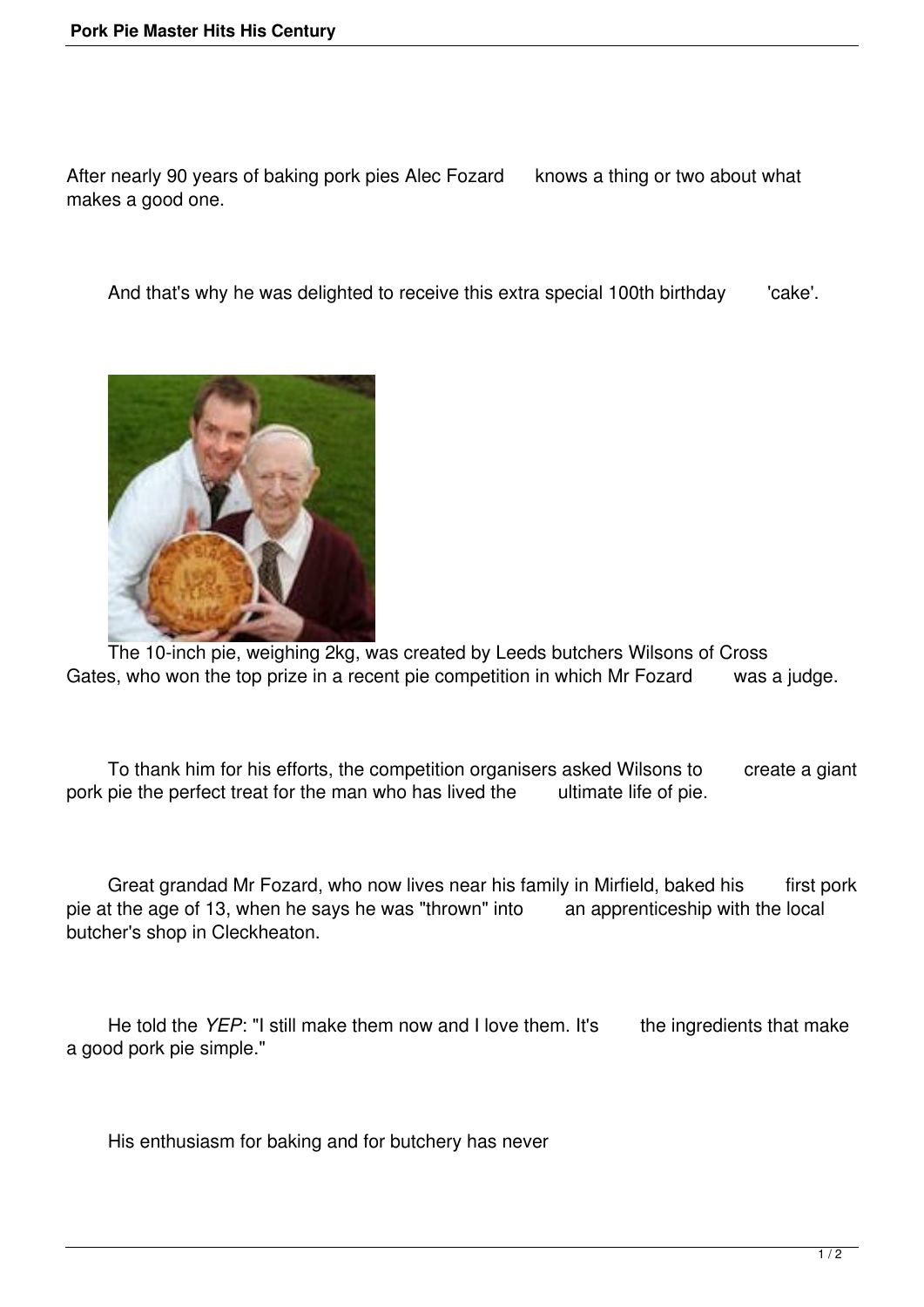After nearly 90 years of baking pork pies Alec Fozard knows a thing or two about what makes a good one.

And that's why he was delighted to receive this extra special 100th birthday 'cake'.

The 10-inch pie, weighing 2kg, was created by Leeds butchers Wilsons of Cross Gates, who won the top prize in a recent pie competition in which Mr Fozard was a judge.

To thank him for his efforts, the competition organisers asked Wilsons to create a giant pork pie the perfect treat for the man who has lived the ultimate life of pie.

Great grandad Mr Fozard, who now lives near his family in Mirfield, baked his first pork pie at the age of 13, when he says he was "thrown" into an apprenticeship with the local butcher's shop in Cleckheaton.

He told the *YEP*: "I still make them now and I love them. It's the ingredients that make a good pork pie simple."

His enthusiasm for baking and for butchery has never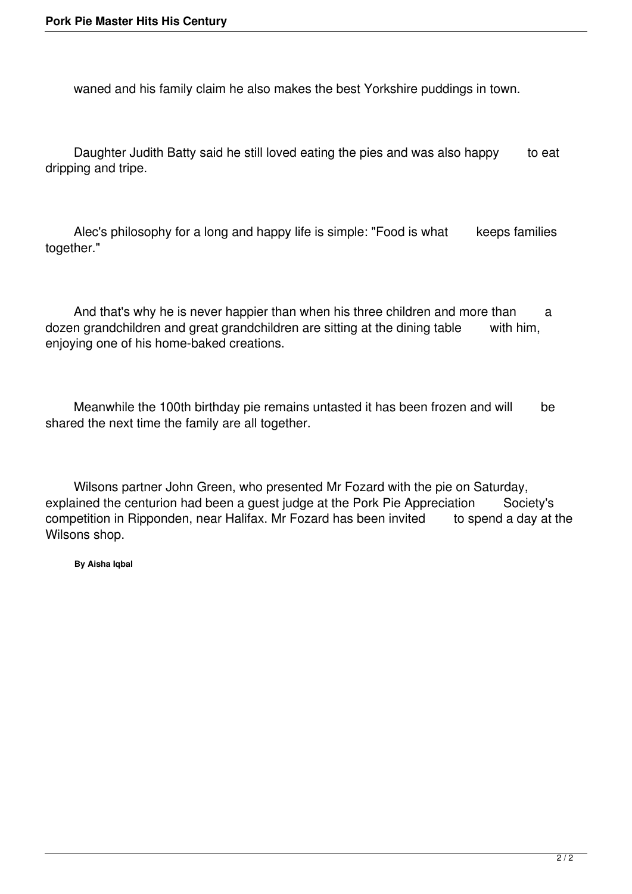waned and his family claim he also makes the best Yorkshire puddings in town.

Daughter Judith Batty said he still loved eating the pies and was also happy to eat dripping and tripe.

Alec's philosophy for a long and happy life is simple: "Food is what keeps families together."

And that's why he is never happier than when his three children and more than a dozen grandchildren and great grandchildren are sitting at the dining table with him, enjoying one of his home-baked creations.

Meanwhile the 100th birthday pie remains untasted it has been frozen and will be shared the next time the family are all together.

Wilsons partner John Green, who presented Mr Fozard with the pie on Saturday, explained the centurion had been a guest judge at the Pork Pie Appreciation Society's competition in Ripponden, near Halifax. Mr Fozard has been invited to spend a day at the Wilsons shop.

**By Aisha Iqbal**